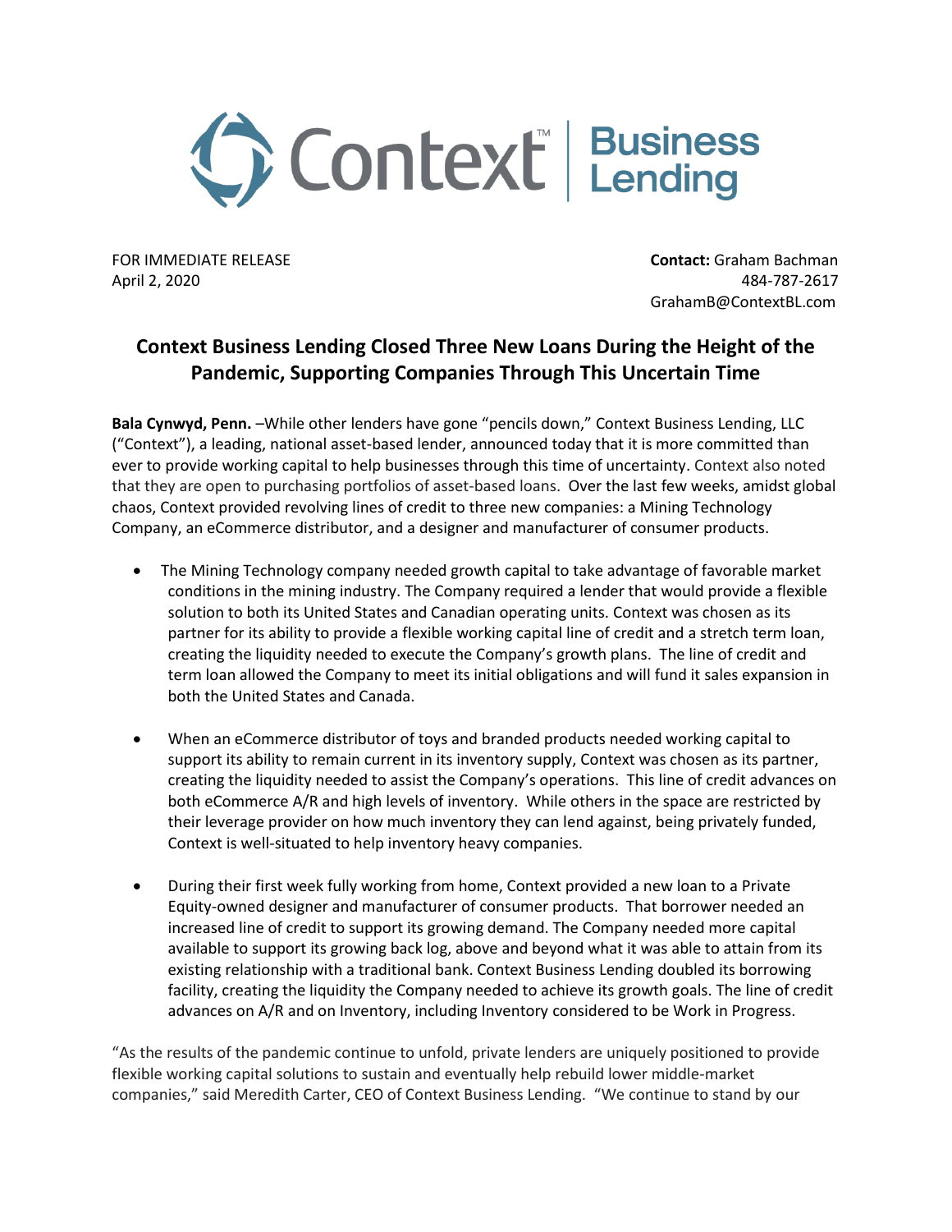Context™ | Business Lending

FOR IMMEDIATE RELEASE
April 2, 2020

**Contact:** Graham Bachman
484-787-2617
GrahamB@ContextBL.com

## Context Business Lending Closed Three New Loans During the Height of the Pandemic, Supporting Companies Through This Uncertain Time

**Bala Cynwyd, Penn.** –While other lenders have gone "pencils down," Context Business Lending, LLC ("Context"), a leading, national asset-based lender, announced today that it is more committed than ever to provide working capital to help businesses through this time of uncertainty. Context also noted that they are open to purchasing portfolios of asset-based loans. Over the last few weeks, amidst global chaos, Context provided revolving lines of credit to three new companies: a Mining Technology Company, an eCommerce distributor, and a designer and manufacturer of consumer products.

- The Mining Technology company needed growth capital to take advantage of favorable market conditions in the mining industry. The Company required a lender that would provide a flexible solution to both its United States and Canadian operating units. Context was chosen as its partner for its ability to provide a flexible working capital line of credit and a stretch term loan, creating the liquidity needed to execute the Company's growth plans. The line of credit and term loan allowed the Company to meet its initial obligations and will fund it sales expansion in both the United States and Canada.

- When an eCommerce distributor of toys and branded products needed working capital to support its ability to remain current in its inventory supply, Context was chosen as its partner, creating the liquidity needed to assist the Company's operations. This line of credit advances on both eCommerce A/R and high levels of inventory. While others in the space are restricted by their leverage provider on how much inventory they can lend against, being privately funded, Context is well-situated to help inventory heavy companies.

- During their first week fully working from home, Context provided a new loan to a Private Equity-owned designer and manufacturer of consumer products. That borrower needed an increased line of credit to support its growing demand. The Company needed more capital available to support its growing back log, above and beyond what it was able to attain from its existing relationship with a traditional bank. Context Business Lending doubled its borrowing facility, creating the liquidity the Company needed to achieve its growth goals. The line of credit advances on A/R and on Inventory, including Inventory considered to be Work in Progress.

"As the results of the pandemic continue to unfold, private lenders are uniquely positioned to provide flexible working capital solutions to sustain and eventually help rebuild lower middle-market companies," said Meredith Carter, CEO of Context Business Lending. "We continue to stand by our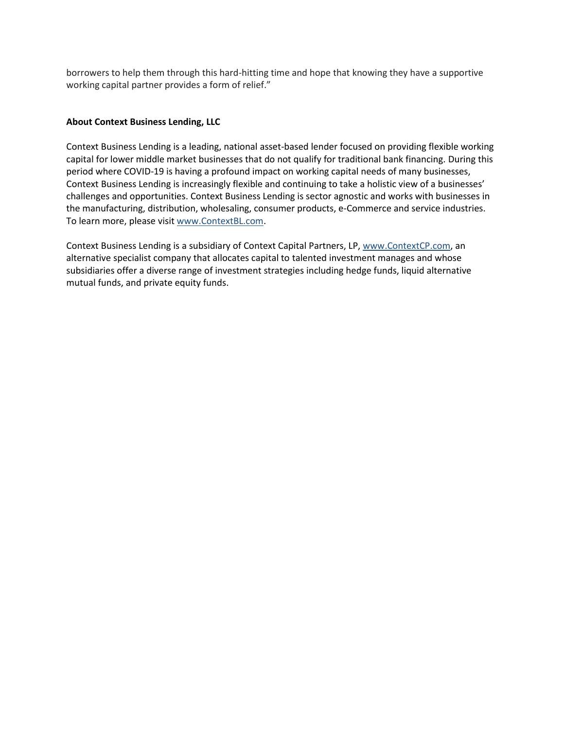borrowers to help them through this hard-hitting time and hope that knowing they have a supportive working capital partner provides a form of relief."

**About Context Business Lending, LLC**

Context Business Lending is a leading, national asset-based lender focused on providing flexible working capital for lower middle market businesses that do not qualify for traditional bank financing. During this period where COVID-19 is having a profound impact on working capital needs of many businesses, Context Business Lending is increasingly flexible and continuing to take a holistic view of a businesses' challenges and opportunities. Context Business Lending is sector agnostic and works with businesses in the manufacturing, distribution, wholesaling, consumer products, e-Commerce and service industries. To learn more, please visit www.ContextBL.com.

Context Business Lending is a subsidiary of Context Capital Partners, LP, www.ContextCP.com, an alternative specialist company that allocates capital to talented investment manages and whose subsidiaries offer a diverse range of investment strategies including hedge funds, liquid alternative mutual funds, and private equity funds.